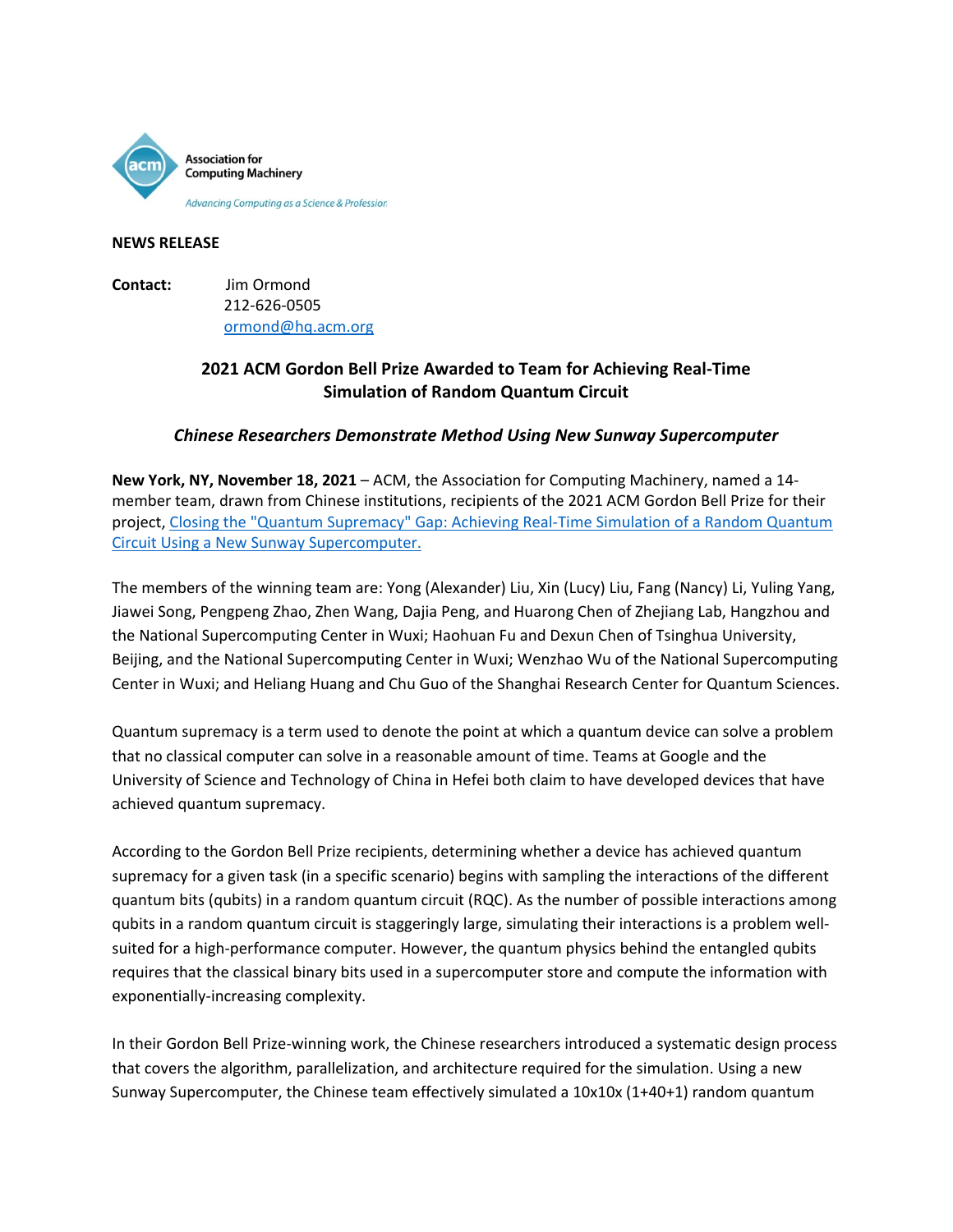Association for Computing Machinery

*Advancing Computing as a Science & Profession*

**NEWS RELEASE**

**Contact:** Jim Ormond
212-626-0505
ormond@hq.acm.org

## 2021 ACM Gordon Bell Prize Awarded to Team for Achieving Real-Time Simulation of Random Quantum Circuit

### *Chinese Researchers Demonstrate Method Using New Sunway Supercomputer*

**New York, NY, November 18, 2021** – ACM, the Association for Computing Machinery, named a 14-member team, drawn from Chinese institutions, recipients of the 2021 ACM Gordon Bell Prize for their project, [Closing the "Quantum Supremacy" Gap: Achieving Real-Time Simulation of a Random Quantum Circuit Using a New Sunway Supercomputer.]()

The members of the winning team are: Yong (Alexander) Liu, Xin (Lucy) Liu, Fang (Nancy) Li, Yuling Yang, Jiawei Song, Pengpeng Zhao, Zhen Wang, Dajia Peng, and Huarong Chen of Zhejiang Lab, Hangzhou and the National Supercomputing Center in Wuxi; Haohuan Fu and Dexun Chen of Tsinghua University, Beijing, and the National Supercomputing Center in Wuxi; Wenzhao Wu of the National Supercomputing Center in Wuxi; and Heliang Huang and Chu Guo of the Shanghai Research Center for Quantum Sciences.

Quantum supremacy is a term used to denote the point at which a quantum device can solve a problem that no classical computer can solve in a reasonable amount of time. Teams at Google and the University of Science and Technology of China in Hefei both claim to have developed devices that have achieved quantum supremacy.

According to the Gordon Bell Prize recipients, determining whether a device has achieved quantum supremacy for a given task (in a specific scenario) begins with sampling the interactions of the different quantum bits (qubits) in a random quantum circuit (RQC). As the number of possible interactions among qubits in a random quantum circuit is staggeringly large, simulating their interactions is a problem well-suited for a high-performance computer. However, the quantum physics behind the entangled qubits requires that the classical binary bits used in a supercomputer store and compute the information with exponentially-increasing complexity.

In their Gordon Bell Prize-winning work, the Chinese researchers introduced a systematic design process that covers the algorithm, parallelization, and architecture required for the simulation. Using a new Sunway Supercomputer, the Chinese team effectively simulated a 10x10x (1+40+1) random quantum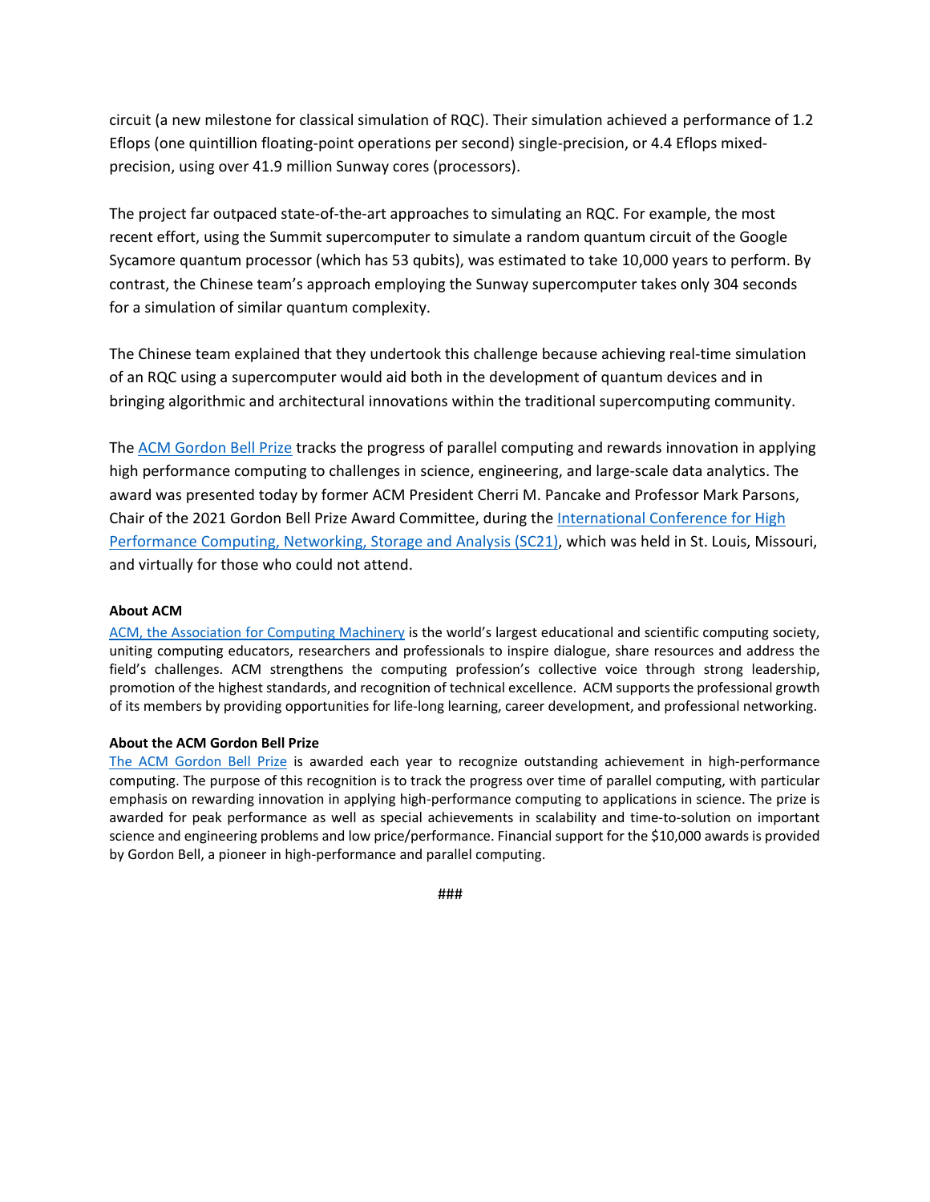circuit (a new milestone for classical simulation of RQC). Their simulation achieved a performance of 1.2 Eflops (one quintillion floating-point operations per second) single-precision, or 4.4 Eflops mixed-precision, using over 41.9 million Sunway cores (processors).

The project far outpaced state-of-the-art approaches to simulating an RQC. For example, the most recent effort, using the Summit supercomputer to simulate a random quantum circuit of the Google Sycamore quantum processor (which has 53 qubits), was estimated to take 10,000 years to perform. By contrast, the Chinese team's approach employing the Sunway supercomputer takes only 304 seconds for a simulation of similar quantum complexity.

The Chinese team explained that they undertook this challenge because achieving real-time simulation of an RQC using a supercomputer would aid both in the development of quantum devices and in bringing algorithmic and architectural innovations within the traditional supercomputing community.

The [ACM Gordon Bell Prize] tracks the progress of parallel computing and rewards innovation in applying high performance computing to challenges in science, engineering, and large-scale data analytics. The award was presented today by former ACM President Cherri M. Pancake and Professor Mark Parsons, Chair of the 2021 Gordon Bell Prize Award Committee, during the [International Conference for High Performance Computing, Networking, Storage and Analysis (SC21)], which was held in St. Louis, Missouri, and virtually for those who could not attend.

**About ACM**

[ACM, the Association for Computing Machinery] is the world's largest educational and scientific computing society, uniting computing educators, researchers and professionals to inspire dialogue, share resources and address the field's challenges. ACM strengthens the computing profession's collective voice through strong leadership, promotion of the highest standards, and recognition of technical excellence. ACM supports the professional growth of its members by providing opportunities for life-long learning, career development, and professional networking.

**About the ACM Gordon Bell Prize**

[The ACM Gordon Bell Prize] is awarded each year to recognize outstanding achievement in high-performance computing. The purpose of this recognition is to track the progress over time of parallel computing, with particular emphasis on rewarding innovation in applying high-performance computing to applications in science. The prize is awarded for peak performance as well as special achievements in scalability and time-to-solution on important science and engineering problems and low price/performance. Financial support for the $10,000 awards is provided by Gordon Bell, a pioneer in high-performance and parallel computing.

###